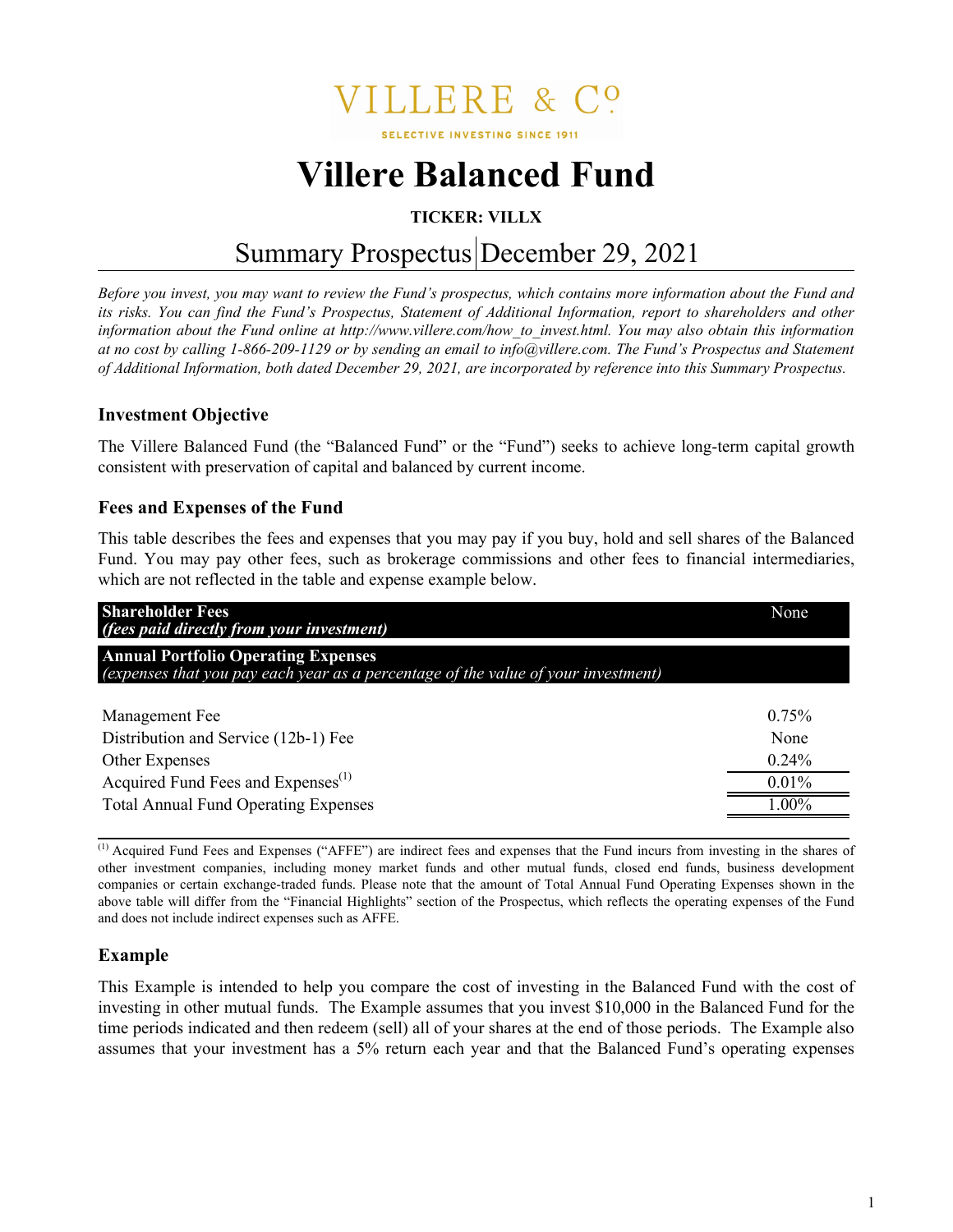VILLERE & C°

SELECTIVE INVESTING SINCE 1911

# Villere Balanced Fund

**TICKER: VILLX**

## Summary Prospectus | December 29, 2021

*Before you invest, you may want to review the Fund's prospectus, which contains more information about the Fund and its risks. You can find the Fund's Prospectus, Statement of Additional Information, report to shareholders and other information about the Fund online at http://www.villere.com/how_to_invest.html. You may also obtain this information at no cost by calling 1-866-209-1129 or by sending an email to info@villere.com. The Fund's Prospectus and Statement of Additional Information, both dated December 29, 2021, are incorporated by reference into this Summary Prospectus.*

### Investment Objective

The Villere Balanced Fund (the "Balanced Fund" or the "Fund") seeks to achieve long-term capital growth consistent with preservation of capital and balanced by current income.

### Fees and Expenses of the Fund

This table describes the fees and expenses that you may pay if you buy, hold and sell shares of the Balanced Fund. You may pay other fees, such as brokerage commissions and other fees to financial intermediaries, which are not reflected in the table and expense example below.

| **Shareholder Fees** *(fees paid directly from your investment)* | None |
|---|---|
| **Annual Portfolio Operating Expenses** *(expenses that you pay each year as a percentage of the value of your investment)* | |
| Management Fee | 0.75% |
| Distribution and Service (12b-1) Fee | None |
| Other Expenses | 0.24% |
| Acquired Fund Fees and Expenses[1] | 0.01% |
| Total Annual Fund Operating Expenses | 1.00% |

[1] Acquired Fund Fees and Expenses ("AFFE") are indirect fees and expenses that the Fund incurs from investing in the shares of other investment companies, including money market funds and other mutual funds, closed end funds, business development companies or certain exchange-traded funds. Please note that the amount of Total Annual Fund Operating Expenses shown in the above table will differ from the "Financial Highlights" section of the Prospectus, which reflects the operating expenses of the Fund and does not include indirect expenses such as AFFE.

### Example

This Example is intended to help you compare the cost of investing in the Balanced Fund with the cost of investing in other mutual funds. The Example assumes that you invest $10,000 in the Balanced Fund for the time periods indicated and then redeem (sell) all of your shares at the end of those periods. The Example also assumes that your investment has a 5% return each year and that the Balanced Fund's operating expenses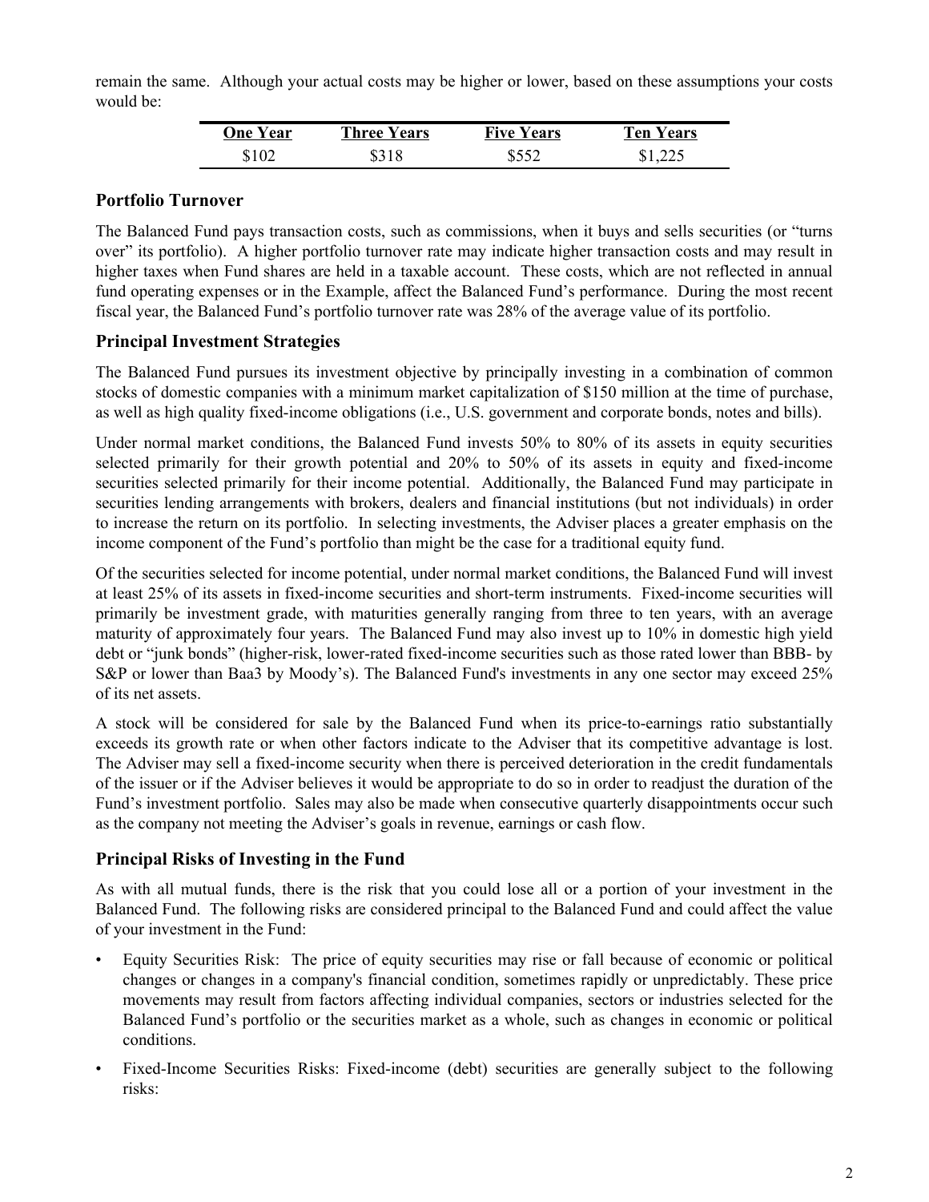remain the same. Although your actual costs may be higher or lower, based on these assumptions your costs would be:

| One Year | Three Years | Five Years | Ten Years |
|---|---|---|---|
| $102 | $318 | $552 | $1,225 |

## Portfolio Turnover

The Balanced Fund pays transaction costs, such as commissions, when it buys and sells securities (or "turns over" its portfolio). A higher portfolio turnover rate may indicate higher transaction costs and may result in higher taxes when Fund shares are held in a taxable account. These costs, which are not reflected in annual fund operating expenses or in the Example, affect the Balanced Fund's performance. During the most recent fiscal year, the Balanced Fund's portfolio turnover rate was 28% of the average value of its portfolio.

## Principal Investment Strategies

The Balanced Fund pursues its investment objective by principally investing in a combination of common stocks of domestic companies with a minimum market capitalization of $150 million at the time of purchase, as well as high quality fixed-income obligations (i.e., U.S. government and corporate bonds, notes and bills).

Under normal market conditions, the Balanced Fund invests 50% to 80% of its assets in equity securities selected primarily for their growth potential and 20% to 50% of its assets in equity and fixed-income securities selected primarily for their income potential. Additionally, the Balanced Fund may participate in securities lending arrangements with brokers, dealers and financial institutions (but not individuals) in order to increase the return on its portfolio. In selecting investments, the Adviser places a greater emphasis on the income component of the Fund's portfolio than might be the case for a traditional equity fund.

Of the securities selected for income potential, under normal market conditions, the Balanced Fund will invest at least 25% of its assets in fixed-income securities and short-term instruments. Fixed-income securities will primarily be investment grade, with maturities generally ranging from three to ten years, with an average maturity of approximately four years. The Balanced Fund may also invest up to 10% in domestic high yield debt or "junk bonds" (higher-risk, lower-rated fixed-income securities such as those rated lower than BBB- by S&P or lower than Baa3 by Moody's). The Balanced Fund's investments in any one sector may exceed 25% of its net assets.

A stock will be considered for sale by the Balanced Fund when its price-to-earnings ratio substantially exceeds its growth rate or when other factors indicate to the Adviser that its competitive advantage is lost. The Adviser may sell a fixed-income security when there is perceived deterioration in the credit fundamentals of the issuer or if the Adviser believes it would be appropriate to do so in order to readjust the duration of the Fund's investment portfolio. Sales may also be made when consecutive quarterly disappointments occur such as the company not meeting the Adviser's goals in revenue, earnings or cash flow.

## Principal Risks of Investing in the Fund

As with all mutual funds, there is the risk that you could lose all or a portion of your investment in the Balanced Fund. The following risks are considered principal to the Balanced Fund and could affect the value of your investment in the Fund:

- Equity Securities Risk: The price of equity securities may rise or fall because of economic or political changes or changes in a company's financial condition, sometimes rapidly or unpredictably. These price movements may result from factors affecting individual companies, sectors or industries selected for the Balanced Fund's portfolio or the securities market as a whole, such as changes in economic or political conditions.
- Fixed-Income Securities Risks: Fixed-income (debt) securities are generally subject to the following risks: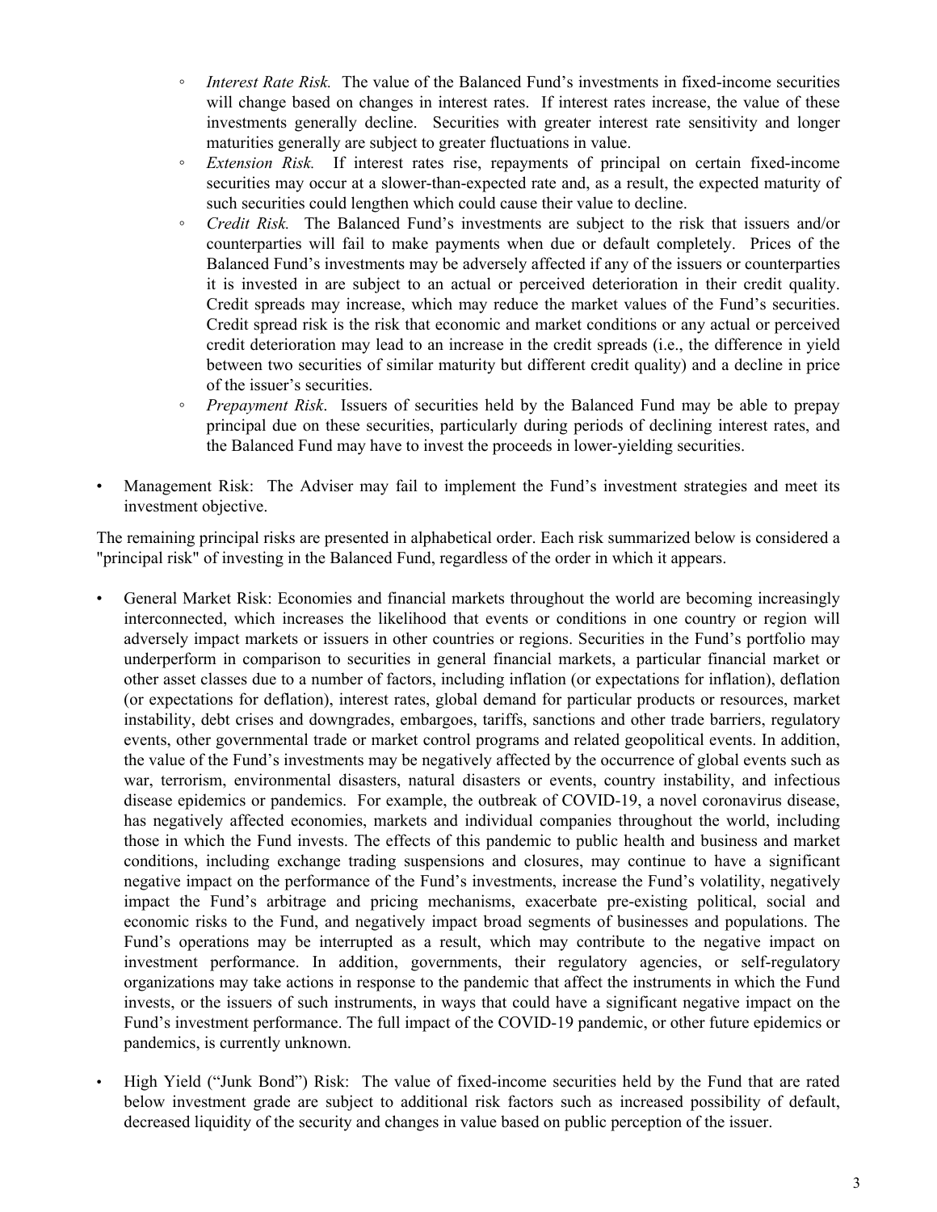- *Interest Rate Risk.* The value of the Balanced Fund's investments in fixed-income securities will change based on changes in interest rates. If interest rates increase, the value of these investments generally decline. Securities with greater interest rate sensitivity and longer maturities generally are subject to greater fluctuations in value.
  - *Extension Risk.* If interest rates rise, repayments of principal on certain fixed-income securities may occur at a slower-than-expected rate and, as a result, the expected maturity of such securities could lengthen which could cause their value to decline.
  - *Credit Risk.* The Balanced Fund's investments are subject to the risk that issuers and/or counterparties will fail to make payments when due or default completely. Prices of the Balanced Fund's investments may be adversely affected if any of the issuers or counterparties it is invested in are subject to an actual or perceived deterioration in their credit quality. Credit spreads may increase, which may reduce the market values of the Fund's securities. Credit spread risk is the risk that economic and market conditions or any actual or perceived credit deterioration may lead to an increase in the credit spreads (i.e., the difference in yield between two securities of similar maturity but different credit quality) and a decline in price of the issuer's securities.
  - *Prepayment Risk*. Issuers of securities held by the Balanced Fund may be able to prepay principal due on these securities, particularly during periods of declining interest rates, and the Balanced Fund may have to invest the proceeds in lower-yielding securities.

- Management Risk: The Adviser may fail to implement the Fund's investment strategies and meet its investment objective.

The remaining principal risks are presented in alphabetical order. Each risk summarized below is considered a "principal risk" of investing in the Balanced Fund, regardless of the order in which it appears.

- General Market Risk: Economies and financial markets throughout the world are becoming increasingly interconnected, which increases the likelihood that events or conditions in one country or region will adversely impact markets or issuers in other countries or regions. Securities in the Fund's portfolio may underperform in comparison to securities in general financial markets, a particular financial market or other asset classes due to a number of factors, including inflation (or expectations for inflation), deflation (or expectations for deflation), interest rates, global demand for particular products or resources, market instability, debt crises and downgrades, embargoes, tariffs, sanctions and other trade barriers, regulatory events, other governmental trade or market control programs and related geopolitical events. In addition, the value of the Fund's investments may be negatively affected by the occurrence of global events such as war, terrorism, environmental disasters, natural disasters or events, country instability, and infectious disease epidemics or pandemics. For example, the outbreak of COVID-19, a novel coronavirus disease, has negatively affected economies, markets and individual companies throughout the world, including those in which the Fund invests. The effects of this pandemic to public health and business and market conditions, including exchange trading suspensions and closures, may continue to have a significant negative impact on the performance of the Fund's investments, increase the Fund's volatility, negatively impact the Fund's arbitrage and pricing mechanisms, exacerbate pre-existing political, social and economic risks to the Fund, and negatively impact broad segments of businesses and populations. The Fund's operations may be interrupted as a result, which may contribute to the negative impact on investment performance. In addition, governments, their regulatory agencies, or self-regulatory organizations may take actions in response to the pandemic that affect the instruments in which the Fund invests, or the issuers of such instruments, in ways that could have a significant negative impact on the Fund's investment performance. The full impact of the COVID-19 pandemic, or other future epidemics or pandemics, is currently unknown.

- High Yield ("Junk Bond") Risk: The value of fixed-income securities held by the Fund that are rated below investment grade are subject to additional risk factors such as increased possibility of default, decreased liquidity of the security and changes in value based on public perception of the issuer.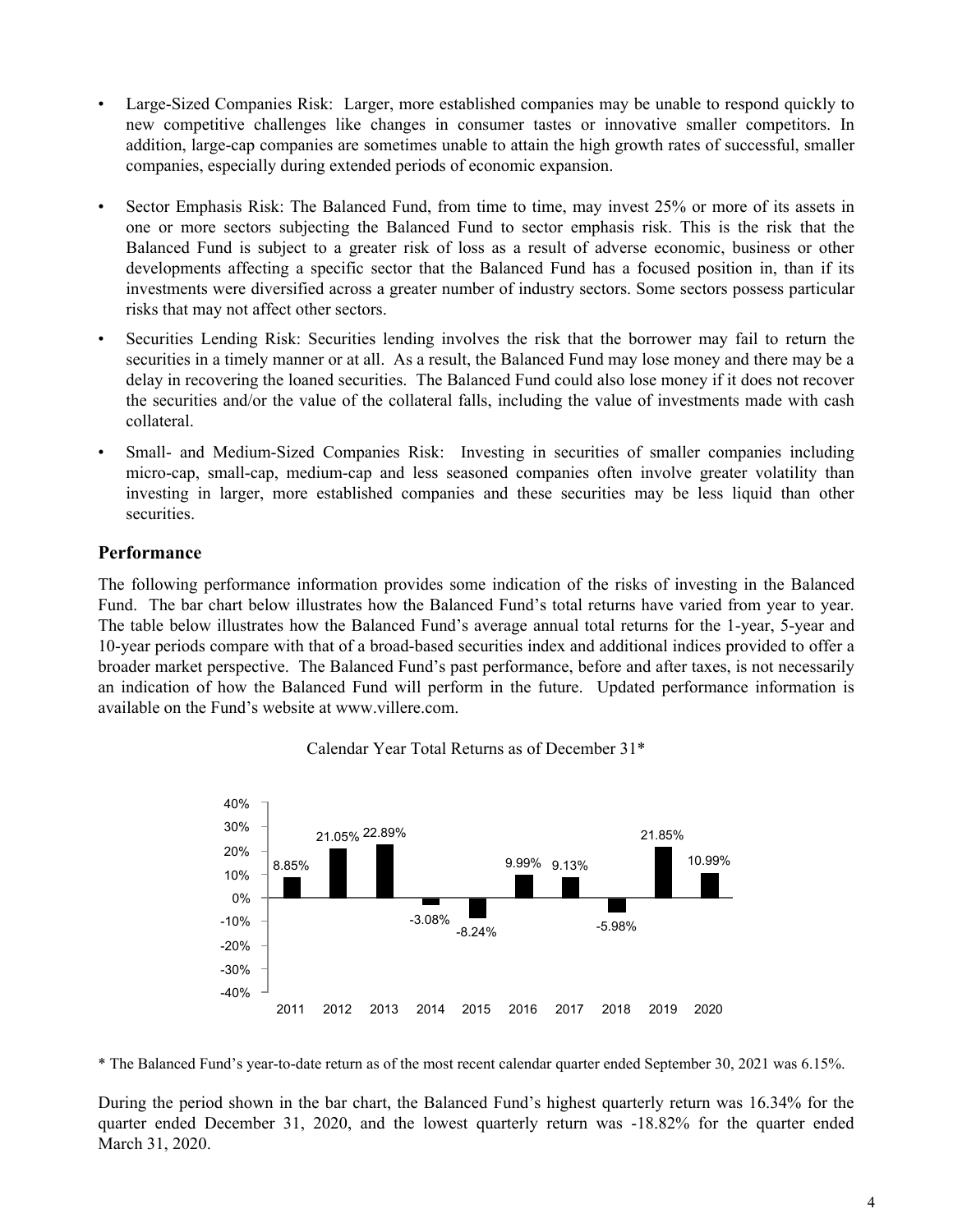- Large-Sized Companies Risk: Larger, more established companies may be unable to respond quickly to new competitive challenges like changes in consumer tastes or innovative smaller competitors. In addition, large-cap companies are sometimes unable to attain the high growth rates of successful, smaller companies, especially during extended periods of economic expansion.
- Sector Emphasis Risk: The Balanced Fund, from time to time, may invest 25% or more of its assets in one or more sectors subjecting the Balanced Fund to sector emphasis risk. This is the risk that the Balanced Fund is subject to a greater risk of loss as a result of adverse economic, business or other developments affecting a specific sector that the Balanced Fund has a focused position in, than if its investments were diversified across a greater number of industry sectors. Some sectors possess particular risks that may not affect other sectors.
- Securities Lending Risk: Securities lending involves the risk that the borrower may fail to return the securities in a timely manner or at all. As a result, the Balanced Fund may lose money and there may be a delay in recovering the loaned securities. The Balanced Fund could also lose money if it does not recover the securities and/or the value of the collateral falls, including the value of investments made with cash collateral.
- Small- and Medium-Sized Companies Risk: Investing in securities of smaller companies including micro-cap, small-cap, medium-cap and less seasoned companies often involve greater volatility than investing in larger, more established companies and these securities may be less liquid than other securities.

## Performance

The following performance information provides some indication of the risks of investing in the Balanced Fund. The bar chart below illustrates how the Balanced Fund's total returns have varied from year to year. The table below illustrates how the Balanced Fund's average annual total returns for the 1-year, 5-year and 10-year periods compare with that of a broad-based securities index and additional indices provided to offer a broader market perspective. The Balanced Fund's past performance, before and after taxes, is not necessarily an indication of how the Balanced Fund will perform in the future. Updated performance information is available on the Fund's website at www.villere.com.

Calendar Year Total Returns as of December 31*

| Year | Total Return |
|---|---|
| 2011 | 8.85% |
| 2012 | 21.05% |
| 2013 | 22.89% |
| 2014 | -3.08% |
| 2015 | -8.24% |
| 2016 | 9.99% |
| 2017 | 9.13% |
| 2018 | -5.98% |
| 2019 | 21.85% |
| 2020 | 10.99% |

\* The Balanced Fund's year-to-date return as of the most recent calendar quarter ended September 30, 2021 was 6.15%.

During the period shown in the bar chart, the Balanced Fund's highest quarterly return was 16.34% for the quarter ended December 31, 2020, and the lowest quarterly return was -18.82% for the quarter ended March 31, 2020.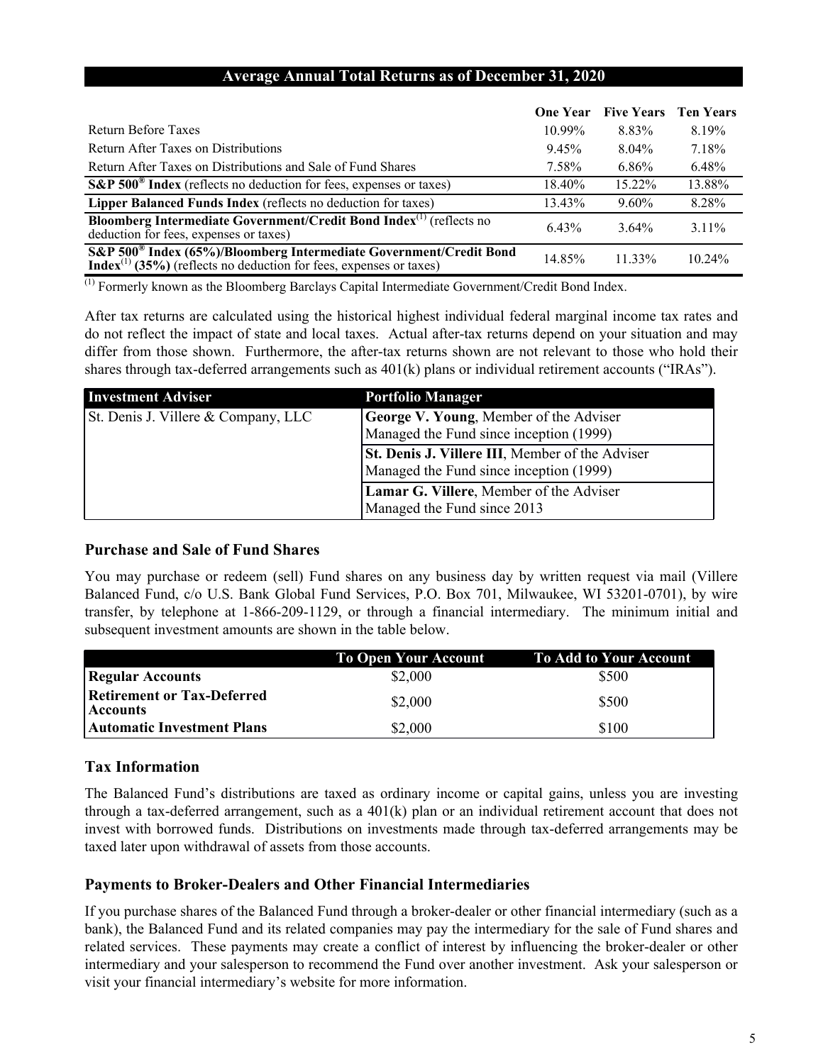| Average Annual Total Returns as of December 31, 2020 | One Year | Five Years | Ten Years |
|---|---|---|---|
| Return Before Taxes | 10.99% | 8.83% | 8.19% |
| Return After Taxes on Distributions | 9.45% | 8.04% | 7.18% |
| Return After Taxes on Distributions and Sale of Fund Shares | 7.58% | 6.86% | 6.48% |
| **S&P 500® Index** (reflects no deduction for fees, expenses or taxes) | 18.40% | 15.22% | 13.88% |
| **Lipper Balanced Funds Index** (reflects no deduction for taxes) | 13.43% | 9.60% | 8.28% |
| **Bloomberg Intermediate Government/Credit Bond Index**[(1)] (reflects no deduction for fees, expenses or taxes) | 6.43% | 3.64% | 3.11% |
| **S&P 500® Index (65%)/Bloomberg Intermediate Government/Credit Bond Index**[(1)] **(35%)** (reflects no deduction for fees, expenses or taxes) | 14.85% | 11.33% | 10.24% |

[(1)] Formerly known as the Bloomberg Barclays Capital Intermediate Government/Credit Bond Index.

After tax returns are calculated using the historical highest individual federal marginal income tax rates and do not reflect the impact of state and local taxes. Actual after-tax returns depend on your situation and may differ from those shown. Furthermore, the after-tax returns shown are not relevant to those who hold their shares through tax-deferred arrangements such as 401(k) plans or individual retirement accounts ("IRAs").

| Investment Adviser | Portfolio Manager |
|---|---|
| St. Denis J. Villere & Company, LLC | **George V. Young**, Member of the Adviser<br>Managed the Fund since inception (1999) |
| | **St. Denis J. Villere III**, Member of the Adviser<br>Managed the Fund since inception (1999) |
| | **Lamar G. Villere**, Member of the Adviser<br>Managed the Fund since 2013 |

## Purchase and Sale of Fund Shares

You may purchase or redeem (sell) Fund shares on any business day by written request via mail (Villere Balanced Fund, c/o U.S. Bank Global Fund Services, P.O. Box 701, Milwaukee, WI 53201-0701), by wire transfer, by telephone at 1-866-209-1129, or through a financial intermediary. The minimum initial and subsequent investment amounts are shown in the table below.

| | To Open Your Account | To Add to Your Account |
|---|---|---|
| **Regular Accounts** | $2,000 | $500 |
| **Retirement or Tax-Deferred Accounts** | $2,000 | $500 |
| **Automatic Investment Plans** | $2,000 | $100 |

## Tax Information

The Balanced Fund's distributions are taxed as ordinary income or capital gains, unless you are investing through a tax-deferred arrangement, such as a 401(k) plan or an individual retirement account that does not invest with borrowed funds. Distributions on investments made through tax-deferred arrangements may be taxed later upon withdrawal of assets from those accounts.

## Payments to Broker-Dealers and Other Financial Intermediaries

If you purchase shares of the Balanced Fund through a broker-dealer or other financial intermediary (such as a bank), the Balanced Fund and its related companies may pay the intermediary for the sale of Fund shares and related services. These payments may create a conflict of interest by influencing the broker-dealer or other intermediary and your salesperson to recommend the Fund over another investment. Ask your salesperson or visit your financial intermediary's website for more information.